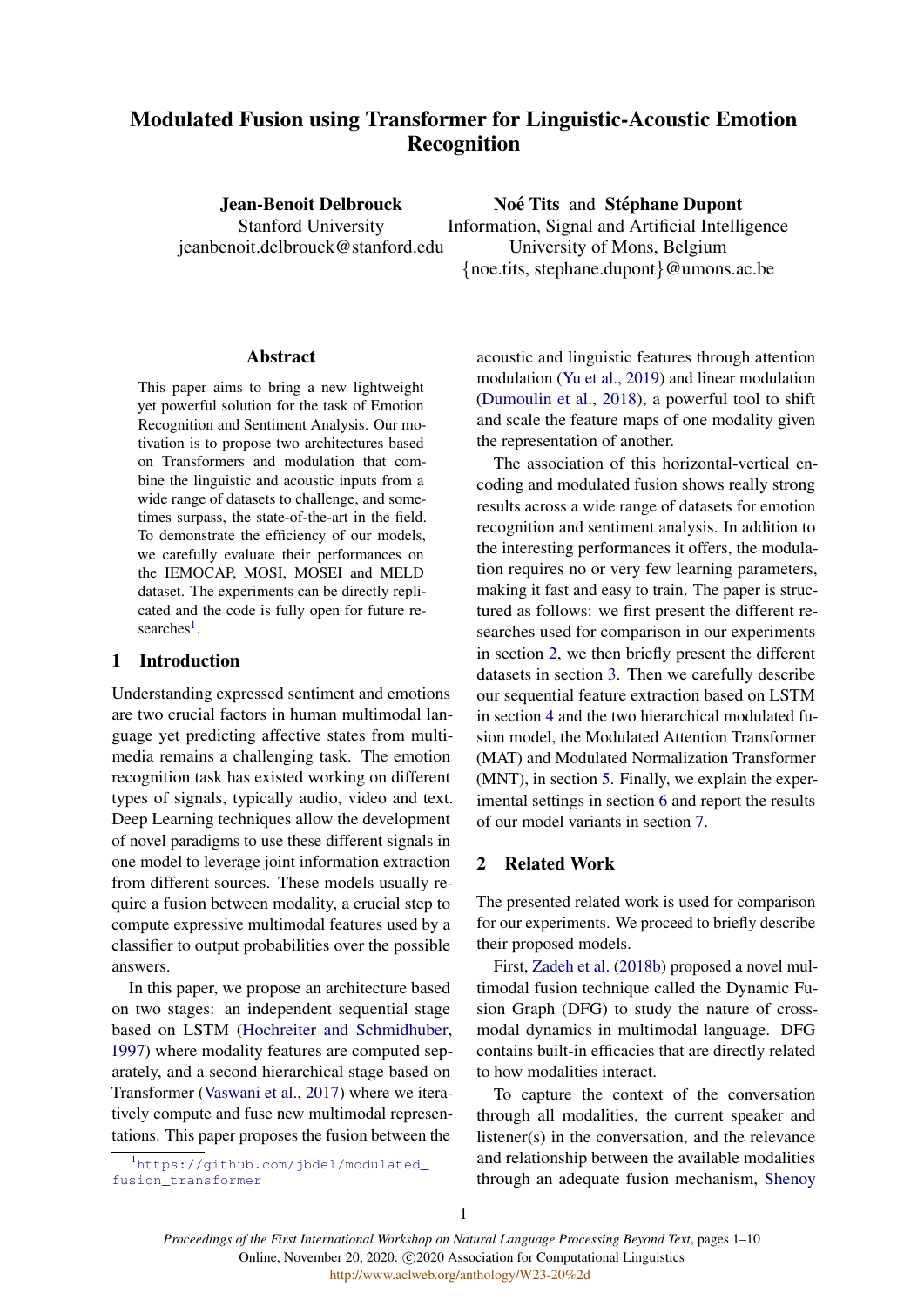# Modulated Fusion using Transformer for Linguistic-Acoustic Emotion Recognition

**Jean-Benoit Delbrouck**
Stanford University
jeanbenoit.delbrouck@stanford.edu

**Noé Tits** and **Stéphane Dupont**
Information, Signal and Artificial Intelligence
University of Mons, Belgium
{noe.tits, stephane.dupont}@umons.ac.be

## Abstract

This paper aims to bring a new lightweight yet powerful solution for the task of Emotion Recognition and Sentiment Analysis. Our motivation is to propose two architectures based on Transformers and modulation that combine the linguistic and acoustic inputs from a wide range of datasets to challenge, and sometimes surpass, the state-of-the-art in the field. To demonstrate the efficiency of our models, we carefully evaluate their performances on the IEMOCAP, MOSI, MOSEI and MELD dataset. The experiments can be directly replicated and the code is fully open for future researches[1].

## 1 Introduction

Understanding expressed sentiment and emotions are two crucial factors in human multimodal language yet predicting affective states from multimedia remains a challenging task. The emotion recognition task has existed working on different types of signals, typically audio, video and text. Deep Learning techniques allow the development of novel paradigms to use these different signals in one model to leverage joint information extraction from different sources. These models usually require a fusion between modality, a crucial step to compute expressive multimodal features used by a classifier to output probabilities over the possible answers.

In this paper, we propose an architecture based on two stages: an independent sequential stage based on LSTM (Hochreiter and Schmidhuber, 1997) where modality features are computed separately, and a second hierarchical stage based on Transformer (Vaswani et al., 2017) where we iteratively compute and fuse new multimodal representations. This paper proposes the fusion between the acoustic and linguistic features through attention modulation (Yu et al., 2019) and linear modulation (Dumoulin et al., 2018), a powerful tool to shift and scale the feature maps of one modality given the representation of another.

The association of this horizontal-vertical encoding and modulated fusion shows really strong results across a wide range of datasets for emotion recognition and sentiment analysis. In addition to the interesting performances it offers, the modulation requires no or very few learning parameters, making it fast and easy to train. The paper is structured as follows: we first present the different researches used for comparison in our experiments in section 2, we then briefly present the different datasets in section 3. Then we carefully describe our sequential feature extraction based on LSTM in section 4 and the two hierarchical modulated fusion model, the Modulated Attention Transformer (MAT) and Modulated Normalization Transformer (MNT), in section 5. Finally, we explain the experimental settings in section 6 and report the results of our model variants in section 7.

## 2 Related Work

The presented related work is used for comparison for our experiments. We proceed to briefly describe their proposed models.

First, Zadeh et al. (2018b) proposed a novel multimodal fusion technique called the Dynamic Fusion Graph (DFG) to study the nature of cross-modal dynamics in multimodal language. DFG contains built-in efficacies that are directly related to how modalities interact.

To capture the context of the conversation through all modalities, the current speaker and listener(s) in the conversation, and the relevance and relationship between the available modalities through an adequate fusion mechanism, Shenoy

[1] https://github.com/jbdel/modulated_fusion_transformer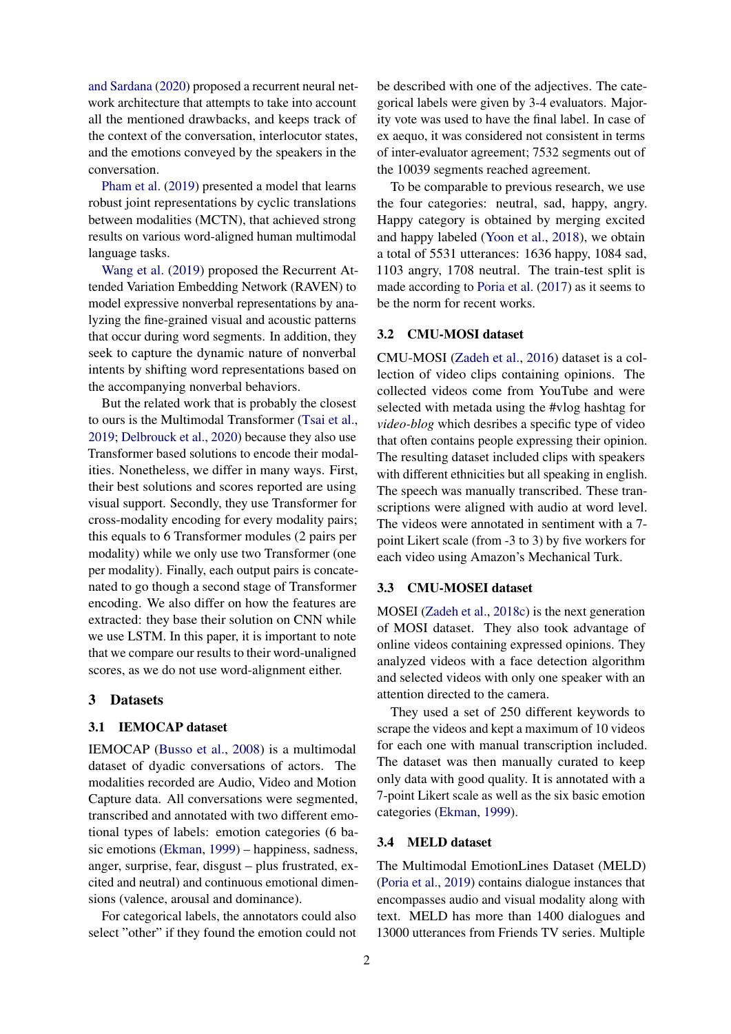and Sardana (2020) proposed a recurrent neural network architecture that attempts to take into account all the mentioned drawbacks, and keeps track of the context of the conversation, interlocutor states, and the emotions conveyed by the speakers in the conversation.

Pham et al. (2019) presented a model that learns robust joint representations by cyclic translations between modalities (MCTN), that achieved strong results on various word-aligned human multimodal language tasks.

Wang et al. (2019) proposed the Recurrent Attended Variation Embedding Network (RAVEN) to model expressive nonverbal representations by analyzing the fine-grained visual and acoustic patterns that occur during word segments. In addition, they seek to capture the dynamic nature of nonverbal intents by shifting word representations based on the accompanying nonverbal behaviors.

But the related work that is probably the closest to ours is the Multimodal Transformer (Tsai et al., 2019; Delbrouck et al., 2020) because they also use Transformer based solutions to encode their modalities. Nonetheless, we differ in many ways. First, their best solutions and scores reported are using visual support. Secondly, they use Transformer for cross-modality encoding for every modality pairs; this equals to 6 Transformer modules (2 pairs per modality) while we only use two Transformer (one per modality). Finally, each output pairs is concatenated to go though a second stage of Transformer encoding. We also differ on how the features are extracted: they base their solution on CNN while we use LSTM. In this paper, it is important to note that we compare our results to their word-unaligned scores, as we do not use word-alignment either.

# 3 Datasets

## 3.1 IEMOCAP dataset

IEMOCAP (Busso et al., 2008) is a multimodal dataset of dyadic conversations of actors. The modalities recorded are Audio, Video and Motion Capture data. All conversations were segmented, transcribed and annotated with two different emotional types of labels: emotion categories (6 basic emotions (Ekman, 1999) – happiness, sadness, anger, surprise, fear, disgust – plus frustrated, excited and neutral) and continuous emotional dimensions (valence, arousal and dominance).

For categorical labels, the annotators could also select "other" if they found the emotion could not be described with one of the adjectives. The categorical labels were given by 3-4 evaluators. Majority vote was used to have the final label. In case of ex aequo, it was considered not consistent in terms of inter-evaluator agreement; 7532 segments out of the 10039 segments reached agreement.

To be comparable to previous research, we use the four categories: neutral, sad, happy, angry. Happy category is obtained by merging excited and happy labeled (Yoon et al., 2018), we obtain a total of 5531 utterances: 1636 happy, 1084 sad, 1103 angry, 1708 neutral. The train-test split is made according to Poria et al. (2017) as it seems to be the norm for recent works.

## 3.2 CMU-MOSI dataset

CMU-MOSI (Zadeh et al., 2016) dataset is a collection of video clips containing opinions. The collected videos come from YouTube and were selected with metada using the #vlog hashtag for *video-blog* which desribes a specific type of video that often contains people expressing their opinion. The resulting dataset included clips with speakers with different ethnicities but all speaking in english. The speech was manually transcribed. These transcriptions were aligned with audio at word level. The videos were annotated in sentiment with a 7-point Likert scale (from -3 to 3) by five workers for each video using Amazon's Mechanical Turk.

## 3.3 CMU-MOSEI dataset

MOSEI (Zadeh et al., 2018c) is the next generation of MOSI dataset. They also took advantage of online videos containing expressed opinions. They analyzed videos with a face detection algorithm and selected videos with only one speaker with an attention directed to the camera.

They used a set of 250 different keywords to scrape the videos and kept a maximum of 10 videos for each one with manual transcription included. The dataset was then manually curated to keep only data with good quality. It is annotated with a 7-point Likert scale as well as the six basic emotion categories (Ekman, 1999).

## 3.4 MELD dataset

The Multimodal EmotionLines Dataset (MELD) (Poria et al., 2019) contains dialogue instances that encompasses audio and visual modality along with text. MELD has more than 1400 dialogues and 13000 utterances from Friends TV series. Multiple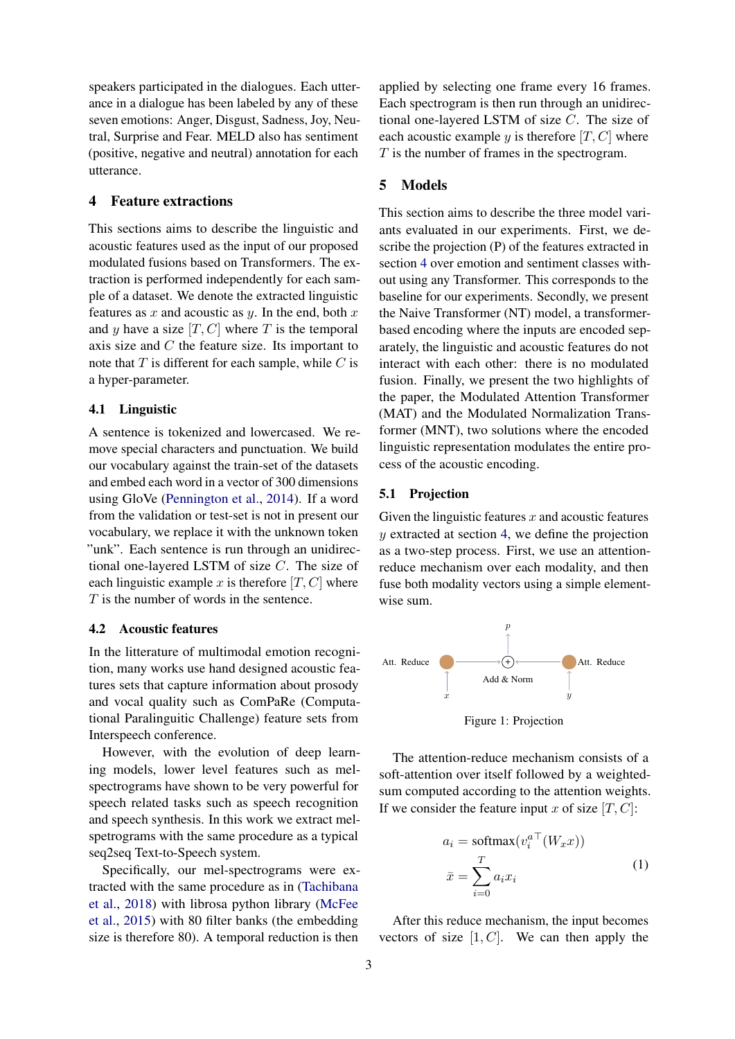speakers participated in the dialogues. Each utterance in a dialogue has been labeled by any of these seven emotions: Anger, Disgust, Sadness, Joy, Neutral, Surprise and Fear. MELD also has sentiment (positive, negative and neutral) annotation for each utterance.

## 4 Feature extractions

This sections aims to describe the linguistic and acoustic features used as the input of our proposed modulated fusions based on Transformers. The extraction is performed independently for each sample of a dataset. We denote the extracted linguistic features as $x$ and acoustic as $y$. In the end, both $x$ and $y$ have a size $[T, C]$ where $T$ is the temporal axis size and $C$ the feature size. Its important to note that $T$ is different for each sample, while $C$ is a hyper-parameter.

### 4.1 Linguistic

A sentence is tokenized and lowercased. We remove special characters and punctuation. We build our vocabulary against the train-set of the datasets and embed each word in a vector of 300 dimensions using GloVe (Pennington et al., 2014). If a word from the validation or test-set is not in present our vocabulary, we replace it with the unknown token "unk". Each sentence is run through an unidirectional one-layered LSTM of size $C$. The size of each linguistic example $x$ is therefore $[T, C]$ where $T$ is the number of words in the sentence.

### 4.2 Acoustic features

In the litterature of multimodal emotion recognition, many works use hand designed acoustic features sets that capture information about prosody and vocal quality such as ComPaRe (Computational Paralinguitic Challenge) feature sets from Interspeech conference.

However, with the evolution of deep learning models, lower level features such as mel-spectrograms have shown to be very powerful for speech related tasks such as speech recognition and speech synthesis. In this work we extract mel-spetrograms with the same procedure as a typical seq2seq Text-to-Speech system.

Specifically, our mel-spectrograms were extracted with the same procedure as in (Tachibana et al., 2018) with librosa python library (McFee et al., 2015) with 80 filter banks (the embedding size is therefore 80). A temporal reduction is then applied by selecting one frame every 16 frames. Each spectrogram is then run through an unidirectional one-layered LSTM of size $C$. The size of each acoustic example $y$ is therefore $[T, C]$ where $T$ is the number of frames in the spectrogram.

## 5 Models

This section aims to describe the three model variants evaluated in our experiments. First, we describe the projection (P) of the features extracted in section 4 over emotion and sentiment classes without using any Transformer. This corresponds to the baseline for our experiments. Secondly, we present the Naive Transformer (NT) model, a transformer-based encoding where the inputs are encoded separately, the linguistic and acoustic features do not interact with each other: there is no modulated fusion. Finally, we present the two highlights of the paper, the Modulated Attention Transformer (MAT) and the Modulated Normalization Transformer (MNT), two solutions where the encoded linguistic representation modulates the entire process of the acoustic encoding.

### 5.1 Projection

Given the linguistic features $x$ and acoustic features $y$ extracted at section 4, we define the projection as a two-step process. First, we use an attention-reduce mechanism over each modality, and then fuse both modality vectors using a simple element-wise sum.

Figure 1: Projection

The attention-reduce mechanism consists of a soft-attention over itself followed by a weighted-sum computed according to the attention weights. If we consider the feature input $x$ of size $[T, C]$:

$$
\begin{aligned}
a_i &= \text{softmax}(v_i^{a\top}(W_x x)) \\
\bar{x} &= \sum_{i=0}^{T} a_i x_i
\end{aligned}
\tag{1}
$$

After this reduce mechanism, the input becomes vectors of size $[1, C]$. We can then apply the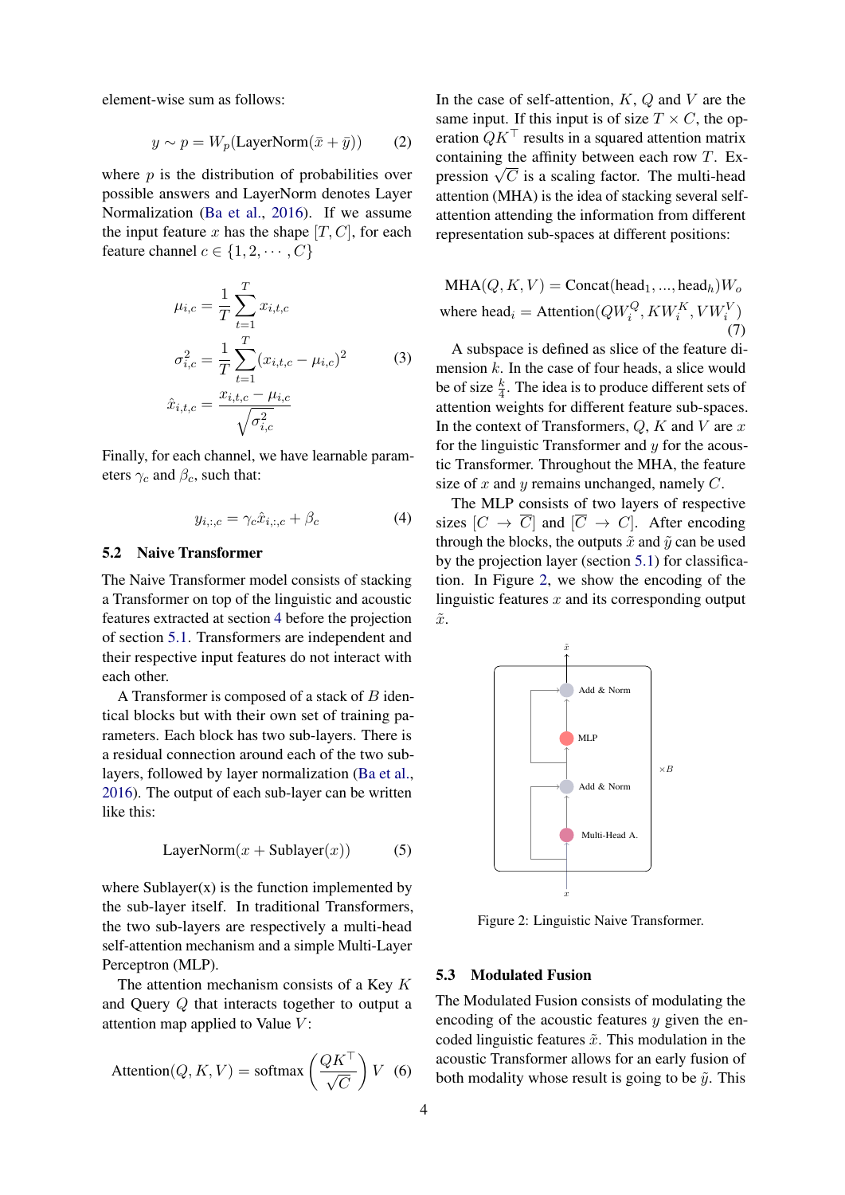element-wise sum as follows:

$$y \sim p = W_p(\text{LayerNorm}(\tilde{x} + \tilde{y})) \tag{2}$$

where $p$ is the distribution of probabilities over possible answers and LayerNorm denotes Layer Normalization (Ba et al., 2016). If we assume the input feature $x$ has the shape $[T, C]$, for each feature channel $c \in \{1, 2, \cdots, C\}$

$$\begin{aligned}
\mu_{i,c} &= \frac{1}{T} \sum_{t=1}^{T} x_{i,t,c} \\
\sigma_{i,c}^2 &= \frac{1}{T} \sum_{t=1}^{T} (x_{i,t,c} - \mu_{i,c})^2 \\
\hat{x}_{i,t,c} &= \frac{x_{i,t,c} - \mu_{i,c}}{\sqrt{\sigma_{i,c}^2}}
\end{aligned} \tag{3}$$

Finally, for each channel, we have learnable parameters $\gamma_c$ and $\beta_c$, such that:

$$y_{i,:,c} = \gamma_c \hat{x}_{i,:,c} + \beta_c \tag{4}$$

## 5.2 Naive Transformer

The Naive Transformer model consists of stacking a Transformer on top of the linguistic and acoustic features extracted at section 4 before the projection of section 5.1. Transformers are independent and their respective input features do not interact with each other.

A Transformer is composed of a stack of $B$ identical blocks but with their own set of training parameters. Each block has two sub-layers. There is a residual connection around each of the two sub-layers, followed by layer normalization (Ba et al., 2016). The output of each sub-layer can be written like this:

$$\text{LayerNorm}(x + \text{Sublayer}(x)) \tag{5}$$

where Sublayer(x) is the function implemented by the sub-layer itself. In traditional Transformers, the two sub-layers are respectively a multi-head self-attention mechanism and a simple Multi-Layer Perceptron (MLP).

The attention mechanism consists of a Key $K$ and Query $Q$ that interacts together to output a attention map applied to Value $V$:

$$\text{Attention}(Q, K, V) = \text{softmax}\left(\frac{QK^\top}{\sqrt{C}}\right) V \tag{6}$$

In the case of self-attention, $K$, $Q$ and $V$ are the same input. If this input is of size $T \times C$, the operation $QK^\top$ results in a squared attention matrix containing the affinity between each row $T$. Expression $\sqrt{C}$ is a scaling factor. The multi-head attention (MHA) is the idea of stacking several self-attention attending the information from different representation sub-spaces at different positions:

$$\begin{aligned}
\text{MHA}(Q, K, V) &= \text{Concat}(\text{head}_1, ..., \text{head}_h) W_o \\
\text{where head}_i &= \text{Attention}(QW_i^Q, KW_i^K, VW_i^V)
\end{aligned} \tag{7}$$

A subspace is defined as slice of the feature dimension $k$. In the case of four heads, a slice would be of size $\frac{k}{4}$. The idea is to produce different sets of attention weights for different feature sub-spaces. In the context of Transformers, $Q$, $K$ and $V$ are $x$ for the linguistic Transformer and $y$ for the acoustic Transformer. Throughout the MHA, the feature size of $x$ and $y$ remains unchanged, namely $C$.

The MLP consists of two layers of respective sizes $[C \rightarrow \overline{C}]$ and $[\overline{C} \rightarrow C]$. After encoding through the blocks, the outputs $\tilde{x}$ and $\tilde{y}$ can be used by the projection layer (section 5.1) for classification. In Figure 2, we show the encoding of the linguistic features $x$ and its corresponding output $\tilde{x}$.

Figure 2: Linguistic Naive Transformer.

## 5.3 Modulated Fusion

The Modulated Fusion consists of modulating the encoding of the acoustic features $y$ given the encoded linguistic features $\tilde{x}$. This modulation in the acoustic Transformer allows for an early fusion of both modality whose result is going to be $\tilde{y}$. This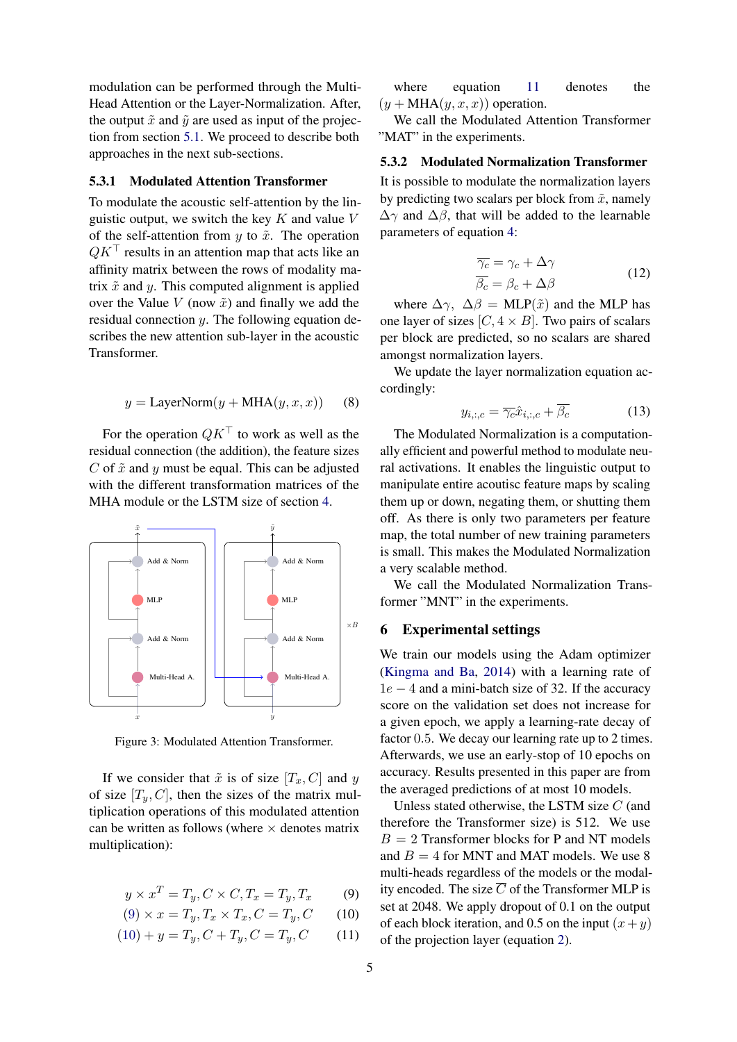modulation can be performed through the Multi-Head Attention or the Layer-Normalization. After, the output $\tilde{x}$ and $\tilde{y}$ are used as input of the projection from section 5.1. We proceed to describe both approaches in the next sub-sections.

### 5.3.1 Modulated Attention Transformer

To modulate the acoustic self-attention by the linguistic output, we switch the key $K$ and value $V$ of the self-attention from $y$ to $\tilde{x}$. The operation $QK^\top$ results in an attention map that acts like an affinity matrix between the rows of modality matrix $\tilde{x}$ and $y$. This computed alignment is applied over the Value $V$ (now $\tilde{x}$) and finally we add the residual connection $y$. The following equation describes the new attention sub-layer in the acoustic Transformer.

$$y = \text{LayerNorm}(y + \text{MHA}(y, x, x)) \quad (8)$$

For the operation $QK^\top$ to work as well as the residual connection (the addition), the feature sizes $C$ of $\tilde{x}$ and $y$ must be equal. This can be adjusted with the different transformation matrices of the MHA module or the LSTM size of section 4.

Figure 3: Modulated Attention Transformer.

If we consider that $\tilde{x}$ is of size $[T_x, C]$ and $y$ of size $[T_y, C]$, then the sizes of the matrix multiplication operations of this modulated attention can be written as follows (where $\times$ denotes matrix multiplication):

$$y \times x^T = T_y, C \times C, T_x = T_y, T_x \quad (9)$$
$$(9) \times x = T_y, T_x \times T_x, C = T_y, C \quad (10)$$
$$(10) + y = T_y, C + T_y, C = T_y, C \quad (11)$$

where equation 11 denotes the $(y + \text{MHA}(y, x, x))$ operation.

We call the Modulated Attention Transformer "MAT" in the experiments.

### 5.3.2 Modulated Normalization Transformer

It is possible to modulate the normalization layers by predicting two scalars per block from $\tilde{x}$, namely $\Delta\gamma$ and $\Delta\beta$, that will be added to the learnable parameters of equation 4:

$$\begin{aligned} \overline{\gamma_c} &= \gamma_c + \Delta\gamma \\ \overline{\beta_c} &= \beta_c + \Delta\beta \end{aligned} \quad (12)$$

where $\Delta\gamma$, $\Delta\beta = \text{MLP}(\tilde{x})$ and the MLP has one layer of sizes $[C, 4 \times B]$. Two pairs of scalars per block are predicted, so no scalars are shared amongst normalization layers.

We update the layer normalization equation accordingly:

$$y_{i,:,c} = \overline{\gamma_c}\hat{x}_{i,:,c} + \overline{\beta_c} \quad (13)$$

The Modulated Normalization is a computationally efficient and powerful method to modulate neural activations. It enables the linguistic output to manipulate entire acoutisc feature maps by scaling them up or down, negating them, or shutting them off. As there is only two parameters per feature map, the total number of new training parameters is small. This makes the Modulated Normalization a very scalable method.

We call the Modulated Normalization Transformer "MNT" in the experiments.

## 6 Experimental settings

We train our models using the Adam optimizer (Kingma and Ba, 2014) with a learning rate of $1e-4$ and a mini-batch size of 32. If the accuracy score on the validation set does not increase for a given epoch, we apply a learning-rate decay of factor 0.5. We decay our learning rate up to 2 times. Afterwards, we use an early-stop of 10 epochs on accuracy. Results presented in this paper are from the averaged predictions of at most 10 models.

Unless stated otherwise, the LSTM size $C$ (and therefore the Transformer size) is 512. We use $B = 2$ Transformer blocks for P and NT models and $B = 4$ for MNT and MAT models. We use 8 multi-heads regardless of the models or the modality encoded. The size $\overline{C}$ of the Transformer MLP is set at 2048. We apply dropout of 0.1 on the output of each block iteration, and 0.5 on the input $(x + y)$ of the projection layer (equation 2).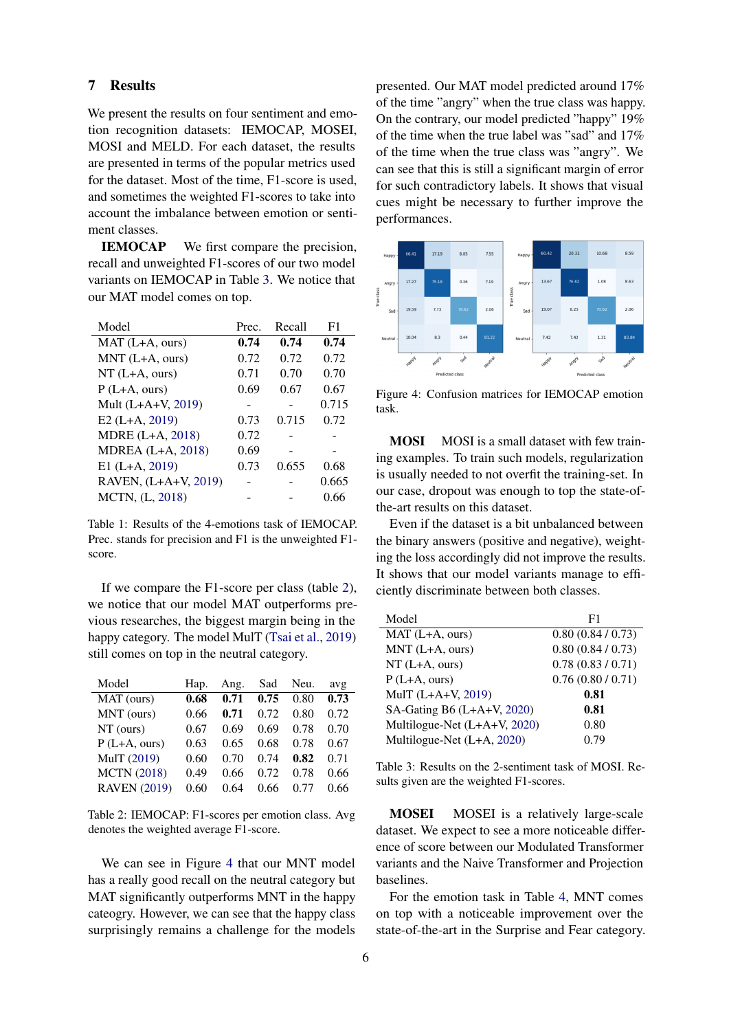## 7 Results

We present the results on four sentiment and emotion recognition datasets: IEMOCAP, MOSEI, MOSI and MELD. For each dataset, the results are presented in terms of the popular metrics used for the dataset. Most of the time, F1-score is used, and sometimes the weighted F1-scores to take into account the imbalance between emotion or sentiment classes.

**IEMOCAP** We first compare the precision, recall and unweighted F1-scores of our two model variants on IEMOCAP in Table 3. We notice that our MAT model comes on top.

| Model | Prec. | Recall | F1 |
|---|---|---|---|
| MAT (L+A, ours) | **0.74** | **0.74** | **0.74** |
| MNT (L+A, ours) | 0.72 | 0.72 | 0.72 |
| NT (L+A, ours) | 0.71 | 0.70 | 0.70 |
| P (L+A, ours) | 0.69 | 0.67 | 0.67 |
| Mult (L+A+V, 2019) | - | - | 0.715 |
| E2 (L+A, 2019) | 0.73 | 0.715 | 0.72 |
| MDRE (L+A, 2018) | 0.72 | - | - |
| MDREA (L+A, 2018) | 0.69 | - | - |
| E1 (L+A, 2019) | 0.73 | 0.655 | 0.68 |
| RAVEN, (L+A+V, 2019) | - | - | 0.665 |
| MCTN, (L, 2018) | - | - | 0.66 |

Table 1: Results of the 4-emotions task of IEMOCAP. Prec. stands for precision and F1 is the unweighted F1-score.

If we compare the F1-score per class (table 2), we notice that our model MAT outperforms previous researches, the biggest margin being in the happy category. The model MulT (Tsai et al., 2019) still comes on top in the neutral category.

| Model | Hap. | Ang. | Sad | Neu. | avg |
|---|---|---|---|---|---|
| MAT (ours) | **0.68** | **0.71** | **0.75** | 0.80 | **0.73** |
| MNT (ours) | 0.66 | **0.71** | 0.72 | 0.80 | 0.72 |
| NT (ours) | 0.67 | 0.69 | 0.69 | 0.78 | 0.70 |
| P (L+A, ours) | 0.63 | 0.65 | 0.68 | 0.78 | 0.67 |
| MulT (2019) | 0.60 | 0.70 | 0.74 | **0.82** | 0.71 |
| MCTN (2018) | 0.49 | 0.66 | 0.72 | 0.78 | 0.66 |
| RAVEN (2019) | 0.60 | 0.64 | 0.66 | 0.77 | 0.66 |

Table 2: IEMOCAP: F1-scores per emotion class. Avg denotes the weighted average F1-score.

We can see in Figure 4 that our MNT model has a really good recall on the neutral category but MAT significantly outperforms MNT in the happy cateogry. However, we can see that the happy class surprisingly remains a challenge for the models presented. Our MAT model predicted around 17% of the time "angry" when the true class was happy. On the contrary, our model predicted "happy" 19% of the time when the true label was "sad" and 17% of the time when the true class was "angry". We can see that this is still a significant margin of error for such contradictory labels. It shows that visual cues might be necessary to further improve the performances.

| True class \ Predicted class | Happy | Angry | Sad | Neutral |
|---|---|---|---|---|
| Happy | 66.41 | 17.19 | 8.85 | 7.55 |
| Angry | 17.27 | 75.18 | 0.36 | 7.19 |
| Sad | 19.59 | 7.73 | 70.62 | 2.06 |
| Neutral | 10.04 | 8.3 | 0.44 | 81.22 |

| True class \ Predicted class | Happy | Angry | Sad | Neutral |
|---|---|---|---|---|
| Happy | 60.42 | 20.31 | 10.68 | 8.59 |
| Angry | 13.67 | 76.62 | 1.08 | 8.63 |
| Sad | 19.07 | 8.25 | 70.62 | 2.06 |
| Neutral | 7.42 | 7.42 | 1.31 | 83.84 |

Figure 4: Confusion matrices for IEMOCAP emotion task.

**MOSI** MOSI is a small dataset with few training examples. To train such models, regularization is usually needed to not overfit the training-set. In our case, dropout was enough to top the state-of-the-art results on this dataset.

Even if the dataset is a bit unbalanced between the binary answers (positive and negative), weighting the loss accordingly did not improve the results. It shows that our model variants manage to efficiently discriminate between both classes.

| Model | F1 |
|---|---|
| MAT (L+A, ours) | 0.80 (0.84 / 0.73) |
| MNT (L+A, ours) | 0.80 (0.84 / 0.73) |
| NT (L+A, ours) | 0.78 (0.83 / 0.71) |
| P (L+A, ours) | 0.76 (0.80 / 0.71) |
| MulT (L+A+V, 2019) | **0.81** |
| SA-Gating B6 (L+A+V, 2020) | **0.81** |
| Multilogue-Net (L+A+V, 2020) | 0.80 |
| Multilogue-Net (L+A, 2020) | 0.79 |

Table 3: Results on the 2-sentiment task of MOSI. Results given are the weighted F1-scores.

**MOSEI** MOSEI is a relatively large-scale dataset. We expect to see a more noticeable difference of score between our Modulated Transformer variants and the Naive Transformer and Projection baselines.

For the emotion task in Table 4, MNT comes on top with a noticeable improvement over the state-of-the-art in the Surprise and Fear category.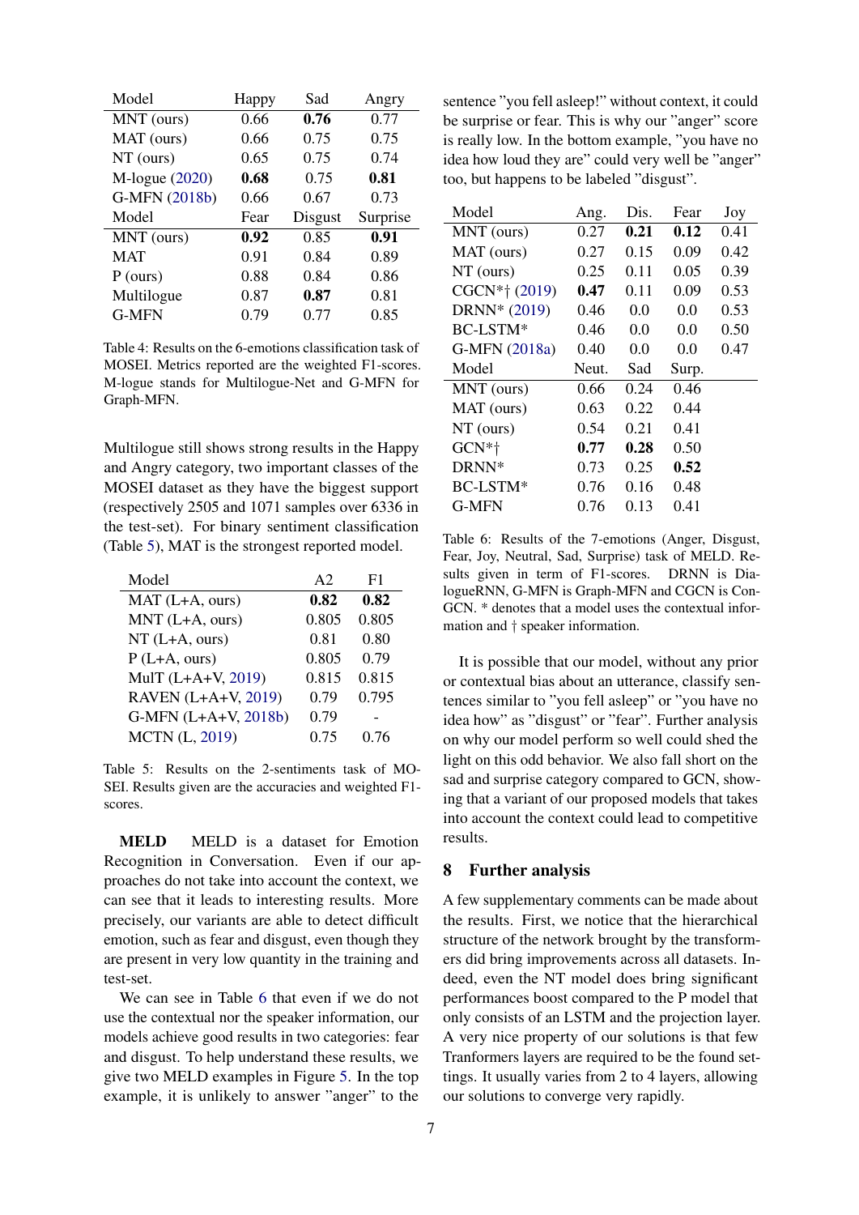| Model | Happy | Sad | Angry |
|---|---|---|---|
| MNT (ours) | 0.66 | **0.76** | 0.77 |
| MAT (ours) | 0.66 | 0.75 | 0.75 |
| NT (ours) | 0.65 | 0.75 | 0.74 |
| M-logue (2020) | **0.68** | 0.75 | **0.81** |
| G-MFN (2018b) | 0.66 | 0.67 | 0.73 |
| Model | Fear | Disgust | Surprise |
| MNT (ours) | **0.92** | 0.85 | **0.91** |
| MAT | 0.91 | 0.84 | 0.89 |
| P (ours) | 0.88 | 0.84 | 0.86 |
| Multilogue | 0.87 | **0.87** | 0.81 |
| G-MFN | 0.79 | 0.77 | 0.85 |

Table 4: Results on the 6-emotions classification task of MOSEI. Metrics reported are the weighted F1-scores. M-logue stands for Multilogue-Net and G-MFN for Graph-MFN.

Multilogue still shows strong results in the Happy and Angry category, two important classes of the MOSEI dataset as they have the biggest support (respectively 2505 and 1071 samples over 6336 in the test-set). For binary sentiment classification (Table 5), MAT is the strongest reported model.

| Model | A2 | F1 |
|---|---|---|
| MAT (L+A, ours) | **0.82** | **0.82** |
| MNT (L+A, ours) | 0.805 | 0.805 |
| NT (L+A, ours) | 0.81 | 0.80 |
| P (L+A, ours) | 0.805 | 0.79 |
| MulT (L+A+V, 2019) | 0.815 | 0.815 |
| RAVEN (L+A+V, 2019) | 0.79 | 0.795 |
| G-MFN (L+A+V, 2018b) | 0.79 | - |
| MCTN (L, 2019) | 0.75 | 0.76 |

Table 5: Results on the 2-sentiments task of MOSEI. Results given are the accuracies and weighted F1-scores.

**MELD** MELD is a dataset for Emotion Recognition in Conversation. Even if our approaches do not take into account the context, we can see that it leads to interesting results. More precisely, our variants are able to detect difficult emotion, such as fear and disgust, even though they are present in very low quantity in the training and test-set.

We can see in Table 6 that even if we do not use the contextual nor the speaker information, our models achieve good results in two categories: fear and disgust. To help understand these results, we give two MELD examples in Figure 5. In the top example, it is unlikely to answer "anger" to the sentence "you fell asleep!" without context, it could be surprise or fear. This is why our "anger" score is really low. In the bottom example, "you have no idea how loud they are" could very well be "anger" too, but happens to be labeled "disgust".

| Model | Ang. | Dis. | Fear | Joy |
|---|---|---|---|---|
| MNT (ours) | 0.27 | **0.21** | **0.12** | 0.41 |
| MAT (ours) | 0.27 | 0.15 | 0.09 | 0.42 |
| NT (ours) | 0.25 | 0.11 | 0.05 | 0.39 |
| CGCN*† (2019) | **0.47** | 0.11 | 0.09 | 0.53 |
| DRNN* (2019) | 0.46 | 0.0 | 0.0 | 0.53 |
| BC-LSTM* | 0.46 | 0.0 | 0.0 | 0.50 |
| G-MFN (2018a) | 0.40 | 0.0 | 0.0 | 0.47 |
| Model | Neut. | Sad | Surp. | |
| MNT (ours) | 0.66 | 0.24 | 0.46 | |
| MAT (ours) | 0.63 | 0.22 | 0.44 | |
| NT (ours) | 0.54 | 0.21 | 0.41 | |
| GCN*† | **0.77** | **0.28** | 0.50 | |
| DRNN* | 0.73 | 0.25 | **0.52** | |
| BC-LSTM* | 0.76 | 0.16 | 0.48 | |
| G-MFN | 0.76 | 0.13 | 0.41 | |

Table 6: Results of the 7-emotions (Anger, Disgust, Fear, Joy, Neutral, Sad, Surprise) task of MELD. Results given in term of F1-scores. DRNN is DialogueRNN, G-MFN is Graph-MFN and CGCN is ConGCN. * denotes that a model uses the contextual information and † speaker information.

It is possible that our model, without any prior or contextual bias about an utterance, classify sentences similar to "you fell asleep" or "you have no idea how" as "disgust" or "fear". Further analysis on why our model perform so well could shed the light on this odd behavior. We also fall short on the sad and surprise category compared to GCN, showing that a variant of our proposed models that takes into account the context could lead to competitive results.

## 8 Further analysis

A few supplementary comments can be made about the results. First, we notice that the hierarchical structure of the network brought by the transformers did bring improvements across all datasets. Indeed, even the NT model does bring significant performances boost compared to the P model that only consists of an LSTM and the projection layer. A very nice property of our solutions is that few Tranformers layers are required to be the found settings. It usually varies from 2 to 4 layers, allowing our solutions to converge very rapidly.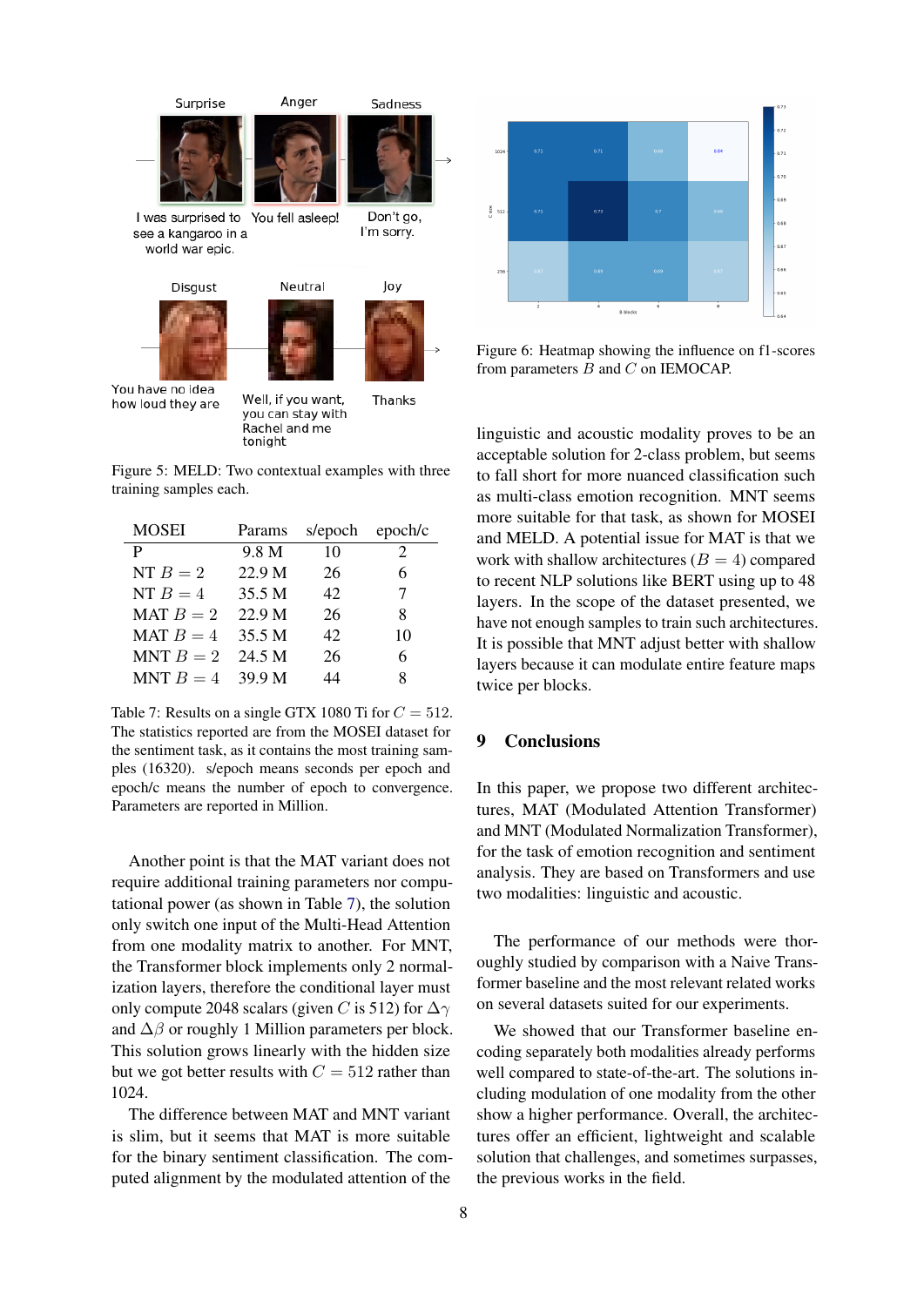Surprise Anger Sadness

I was surprised to see a kangaroo in a world war epic. You fell asleep! Don't go, I'm sorry.

Disgust Neutral Joy

You have no idea how loud they are Well, if you want, you can stay with Rachel and me tonight Thanks

Figure 5: MELD: Two contextual examples with three training samples each.

| MOSEI | Params | s/epoch | epoch/c |
|---|---|---|---|
| P | 9.8 M | 10 | 2 |
| NT $B = 2$ | 22.9 M | 26 | 6 |
| NT $B = 4$ | 35.5 M | 42 | 7 |
| MAT $B = 2$ | 22.9 M | 26 | 8 |
| MAT $B = 4$ | 35.5 M | 42 | 10 |
| MNT $B = 2$ | 24.5 M | 26 | 6 |
| MNT $B = 4$ | 39.9 M | 44 | 8 |

Table 7: Results on a single GTX 1080 Ti for $C = 512$. The statistics reported are from the MOSEI dataset for the sentiment task, as it contains the most training samples (16320). s/epoch means seconds per epoch and epoch/c means the number of epoch to convergence. Parameters are reported in Million.

Another point is that the MAT variant does not require additional training parameters nor computational power (as shown in Table 7), the solution only switch one input of the Multi-Head Attention from one modality matrix to another. For MNT, the Transformer block implements only 2 normalization layers, therefore the conditional layer must only compute 2048 scalars (given $C$ is 512) for $\Delta\gamma$ and $\Delta\beta$ or roughly 1 Million parameters per block. This solution grows linearly with the hidden size but we got better results with $C = 512$ rather than 1024.

The difference between MAT and MNT variant is slim, but it seems that MAT is more suitable for the binary sentiment classification. The computed alignment by the modulated attention of the linguistic and acoustic modality proves to be an acceptable solution for 2-class problem, but seems to fall short for more nuanced classification such as multi-class emotion recognition. MNT seems more suitable for that task, as shown for MOSEI and MELD. A potential issue for MAT is that we work with shallow architectures ($B = 4$) compared to recent NLP solutions like BERT using up to 48 layers. In the scope of the dataset presented, we have not enough samples to train such architectures. It is possible that MNT adjust better with shallow layers because it can modulate entire feature maps twice per blocks.

Figure 6: Heatmap showing the influence on f1-scores from parameters $B$ and $C$ on IEMOCAP.

## 9 Conclusions

In this paper, we propose two different architectures, MAT (Modulated Attention Transformer) and MNT (Modulated Normalization Transformer), for the task of emotion recognition and sentiment analysis. They are based on Transformers and use two modalities: linguistic and acoustic.

The performance of our methods were thoroughly studied by comparison with a Naive Transformer baseline and the most relevant related works on several datasets suited for our experiments.

We showed that our Transformer baseline encoding separately both modalities already performs well compared to state-of-the-art. The solutions including modulation of one modality from the other show a higher performance. Overall, the architectures offer an efficient, lightweight and scalable solution that challenges, and sometimes surpasses, the previous works in the field.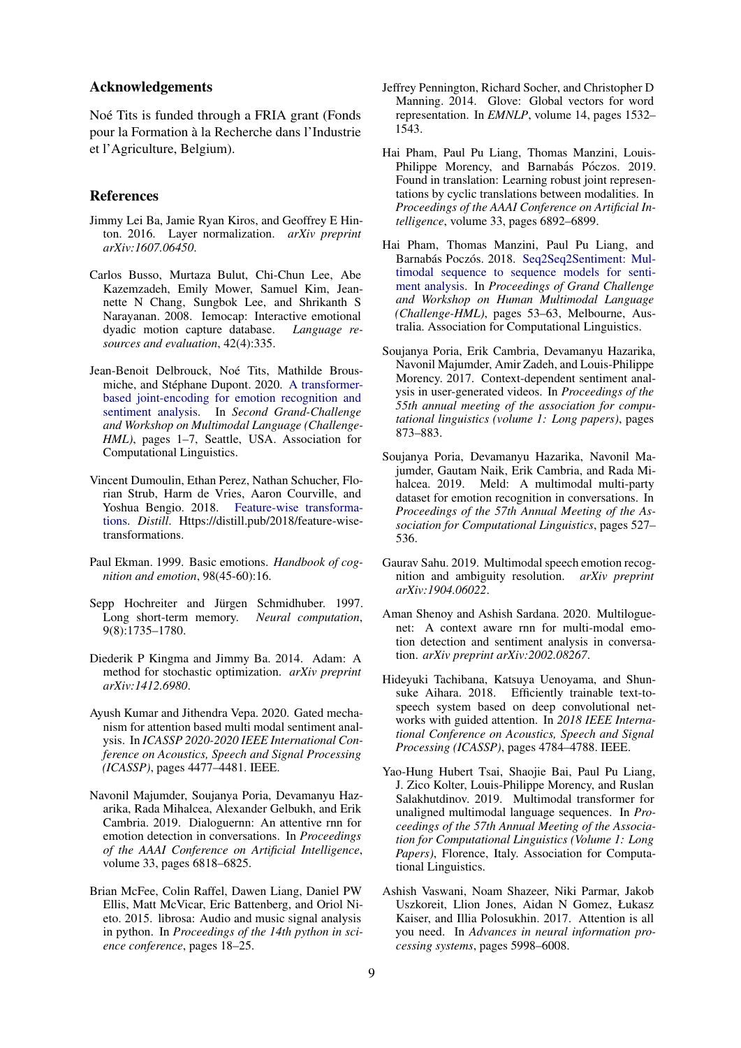## Acknowledgements

Noé Tits is funded through a FRIA grant (Fonds pour la Formation à la Recherche dans l'Industrie et l'Agriculture, Belgium).

## References

Jimmy Lei Ba, Jamie Ryan Kiros, and Geoffrey E Hinton. 2016. Layer normalization. *arXiv preprint arXiv:1607.06450*.

Carlos Busso, Murtaza Bulut, Chi-Chun Lee, Abe Kazemzadeh, Emily Mower, Samuel Kim, Jeannette N Chang, Sungbok Lee, and Shrikanth S Narayanan. 2008. Iemocap: Interactive emotional dyadic motion capture database. *Language resources and evaluation*, 42(4):335.

Jean-Benoit Delbrouck, Noé Tits, Mathilde Brousmiche, and Stéphane Dupont. 2020. A transformer-based joint-encoding for emotion recognition and sentiment analysis. In *Second Grand-Challenge and Workshop on Multimodal Language (Challenge-HML)*, pages 1–7, Seattle, USA. Association for Computational Linguistics.

Vincent Dumoulin, Ethan Perez, Nathan Schucher, Florian Strub, Harm de Vries, Aaron Courville, and Yoshua Bengio. 2018. Feature-wise transformations. *Distill*. Https://distill.pub/2018/feature-wise-transformations.

Paul Ekman. 1999. Basic emotions. *Handbook of cognition and emotion*, 98(45-60):16.

Sepp Hochreiter and Jürgen Schmidhuber. 1997. Long short-term memory. *Neural computation*, 9(8):1735–1780.

Diederik P Kingma and Jimmy Ba. 2014. Adam: A method for stochastic optimization. *arXiv preprint arXiv:1412.6980*.

Ayush Kumar and Jithendra Vepa. 2020. Gated mechanism for attention based multi modal sentiment analysis. In *ICASSP 2020-2020 IEEE International Conference on Acoustics, Speech and Signal Processing (ICASSP)*, pages 4477–4481. IEEE.

Navonil Majumder, Soujanya Poria, Devamanyu Hazarika, Rada Mihalcea, Alexander Gelbukh, and Erik Cambria. 2019. Dialoguernn: An attentive rnn for emotion detection in conversations. In *Proceedings of the AAAI Conference on Artificial Intelligence*, volume 33, pages 6818–6825.

Brian McFee, Colin Raffel, Dawen Liang, Daniel PW Ellis, Matt McVicar, Eric Battenberg, and Oriol Nieto. 2015. librosa: Audio and music signal analysis in python. In *Proceedings of the 14th python in science conference*, pages 18–25.

Jeffrey Pennington, Richard Socher, and Christopher D Manning. 2014. Glove: Global vectors for word representation. In *EMNLP*, volume 14, pages 1532–1543.

Hai Pham, Paul Pu Liang, Thomas Manzini, Louis-Philippe Morency, and Barnabás Póczos. 2019. Found in translation: Learning robust joint representations by cyclic translations between modalities. In *Proceedings of the AAAI Conference on Artificial Intelligence*, volume 33, pages 6892–6899.

Hai Pham, Thomas Manzini, Paul Pu Liang, and Barnabás Poczós. 2018. Seq2Seq2Sentiment: Multimodal sequence to sequence models for sentiment analysis. In *Proceedings of Grand Challenge and Workshop on Human Multimodal Language (Challenge-HML)*, pages 53–63, Melbourne, Australia. Association for Computational Linguistics.

Soujanya Poria, Erik Cambria, Devamanyu Hazarika, Navonil Majumder, Amir Zadeh, and Louis-Philippe Morency. 2017. Context-dependent sentiment analysis in user-generated videos. In *Proceedings of the 55th annual meeting of the association for computational linguistics (volume 1: Long papers)*, pages 873–883.

Soujanya Poria, Devamanyu Hazarika, Navonil Majumder, Gautam Naik, Erik Cambria, and Rada Mihalcea. 2019. Meld: A multimodal multi-party dataset for emotion recognition in conversations. In *Proceedings of the 57th Annual Meeting of the Association for Computational Linguistics*, pages 527–536.

Gaurav Sahu. 2019. Multimodal speech emotion recognition and ambiguity resolution. *arXiv preprint arXiv:1904.06022*.

Aman Shenoy and Ashish Sardana. 2020. Multilogue-net: A context aware rnn for multi-modal emotion detection and sentiment analysis in conversation. *arXiv preprint arXiv:2002.08267*.

Hideyuki Tachibana, Katsuya Uenoyama, and Shunsuke Aihara. 2018. Efficiently trainable text-to-speech system based on deep convolutional networks with guided attention. In *2018 IEEE International Conference on Acoustics, Speech and Signal Processing (ICASSP)*, pages 4784–4788. IEEE.

Yao-Hung Hubert Tsai, Shaojie Bai, Paul Pu Liang, J. Zico Kolter, Louis-Philippe Morency, and Ruslan Salakhutdinov. 2019. Multimodal transformer for unaligned multimodal language sequences. In *Proceedings of the 57th Annual Meeting of the Association for Computational Linguistics (Volume 1: Long Papers)*, Florence, Italy. Association for Computational Linguistics.

Ashish Vaswani, Noam Shazeer, Niki Parmar, Jakob Uszkoreit, Llion Jones, Aidan N Gomez, Łukasz Kaiser, and Illia Polosukhin. 2017. Attention is all you need. In *Advances in neural information processing systems*, pages 5998–6008.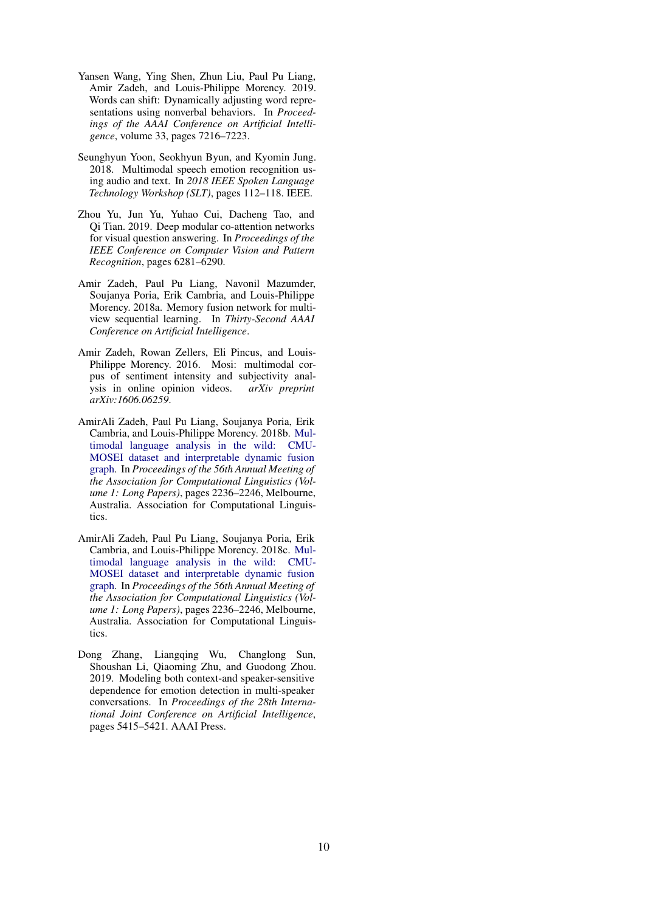Yansen Wang, Ying Shen, Zhun Liu, Paul Pu Liang, Amir Zadeh, and Louis-Philippe Morency. 2019. Words can shift: Dynamically adjusting word representations using nonverbal behaviors. In *Proceedings of the AAAI Conference on Artificial Intelligence*, volume 33, pages 7216–7223.

Seunghyun Yoon, Seokhyun Byun, and Kyomin Jung. 2018. Multimodal speech emotion recognition using audio and text. In *2018 IEEE Spoken Language Technology Workshop (SLT)*, pages 112–118. IEEE.

Zhou Yu, Jun Yu, Yuhao Cui, Dacheng Tao, and Qi Tian. 2019. Deep modular co-attention networks for visual question answering. In *Proceedings of the IEEE Conference on Computer Vision and Pattern Recognition*, pages 6281–6290.

Amir Zadeh, Paul Pu Liang, Navonil Mazumder, Soujanya Poria, Erik Cambria, and Louis-Philippe Morency. 2018a. Memory fusion network for multi-view sequential learning. In *Thirty-Second AAAI Conference on Artificial Intelligence*.

Amir Zadeh, Rowan Zellers, Eli Pincus, and Louis-Philippe Morency. 2016. Mosi: multimodal corpus of sentiment intensity and subjectivity analysis in online opinion videos. *arXiv preprint arXiv:1606.06259*.

AmirAli Zadeh, Paul Pu Liang, Soujanya Poria, Erik Cambria, and Louis-Philippe Morency. 2018b. Multimodal language analysis in the wild: CMU-MOSEI dataset and interpretable dynamic fusion graph. In *Proceedings of the 56th Annual Meeting of the Association for Computational Linguistics (Volume 1: Long Papers)*, pages 2236–2246, Melbourne, Australia. Association for Computational Linguistics.

AmirAli Zadeh, Paul Pu Liang, Soujanya Poria, Erik Cambria, and Louis-Philippe Morency. 2018c. Multimodal language analysis in the wild: CMU-MOSEI dataset and interpretable dynamic fusion graph. In *Proceedings of the 56th Annual Meeting of the Association for Computational Linguistics (Volume 1: Long Papers)*, pages 2236–2246, Melbourne, Australia. Association for Computational Linguistics.

Dong Zhang, Liangqing Wu, Changlong Sun, Shoushan Li, Qiaoming Zhu, and Guodong Zhou. 2019. Modeling both context-and speaker-sensitive dependence for emotion detection in multi-speaker conversations. In *Proceedings of the 28th International Joint Conference on Artificial Intelligence*, pages 5415–5421. AAAI Press.